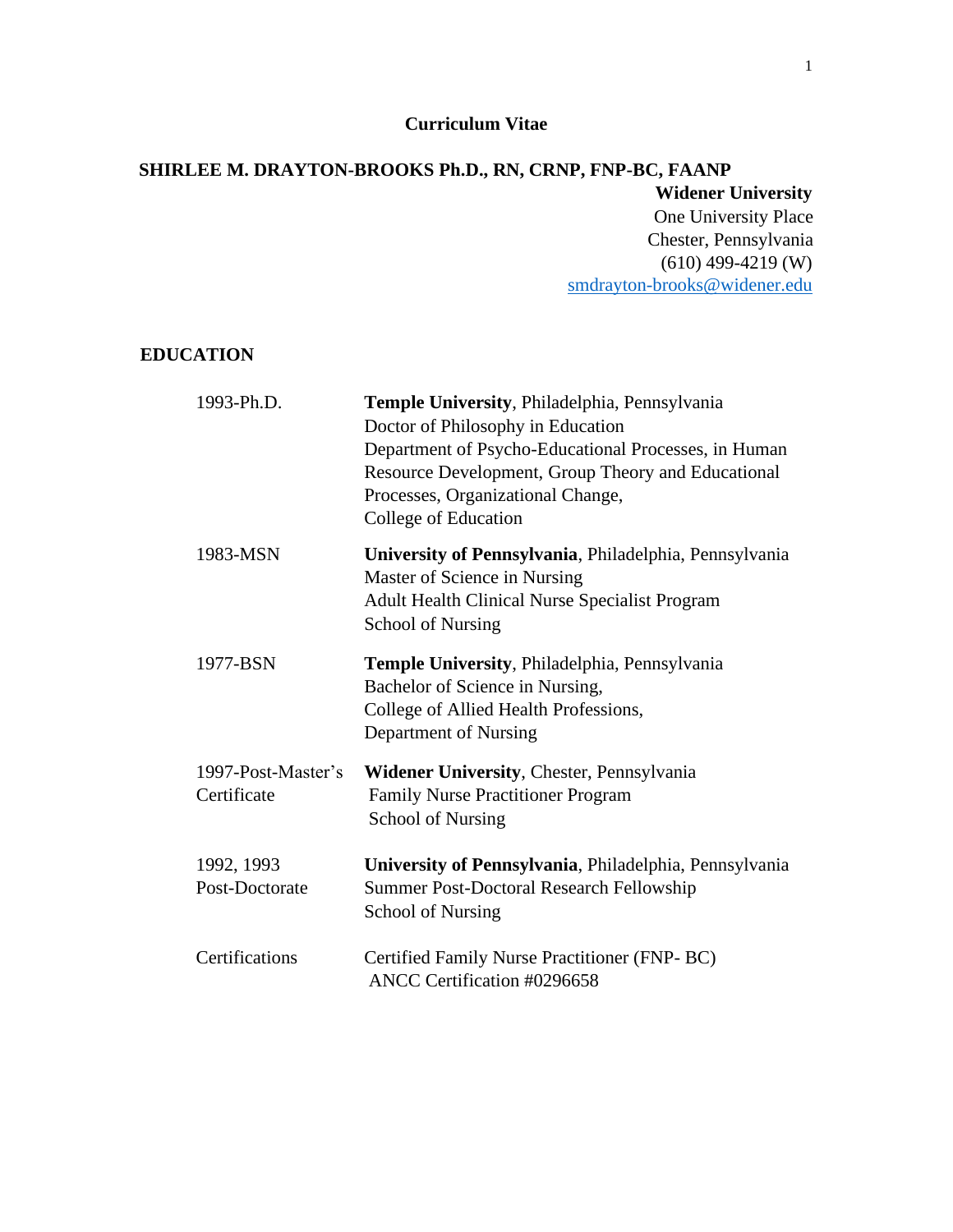# Curriculum Vitae

## SHIRLEE M. DRAYTON-BROOKS Ph.D., RN, CRNP, FNP-BC, FAANP

**Widener University**
One University Place
Chester, Pennsylvania
(610) 499-4219 (W)
smdrayton-brooks@widener.edu

## EDUCATION

| | |
|---|---|
| 1993-Ph.D. | **Temple University**, Philadelphia, Pennsylvania<br>Doctor of Philosophy in Education<br>Department of Psycho-Educational Processes, in Human Resource Development, Group Theory and Educational Processes, Organizational Change,<br>College of Education |
| 1983-MSN | **University of Pennsylvania**, Philadelphia, Pennsylvania<br>Master of Science in Nursing<br>Adult Health Clinical Nurse Specialist Program<br>School of Nursing |
| 1977-BSN | **Temple University**, Philadelphia, Pennsylvania<br>Bachelor of Science in Nursing,<br>College of Allied Health Professions,<br>Department of Nursing |
| 1997-Post-Master's Certificate | **Widener University**, Chester, Pennsylvania<br>Family Nurse Practitioner Program<br>School of Nursing |
| 1992, 1993 Post-Doctorate | **University of Pennsylvania**, Philadelphia, Pennsylvania<br>Summer Post-Doctoral Research Fellowship<br>School of Nursing |
| Certifications | Certified Family Nurse Practitioner (FNP- BC)<br>ANCC Certification #0296658 |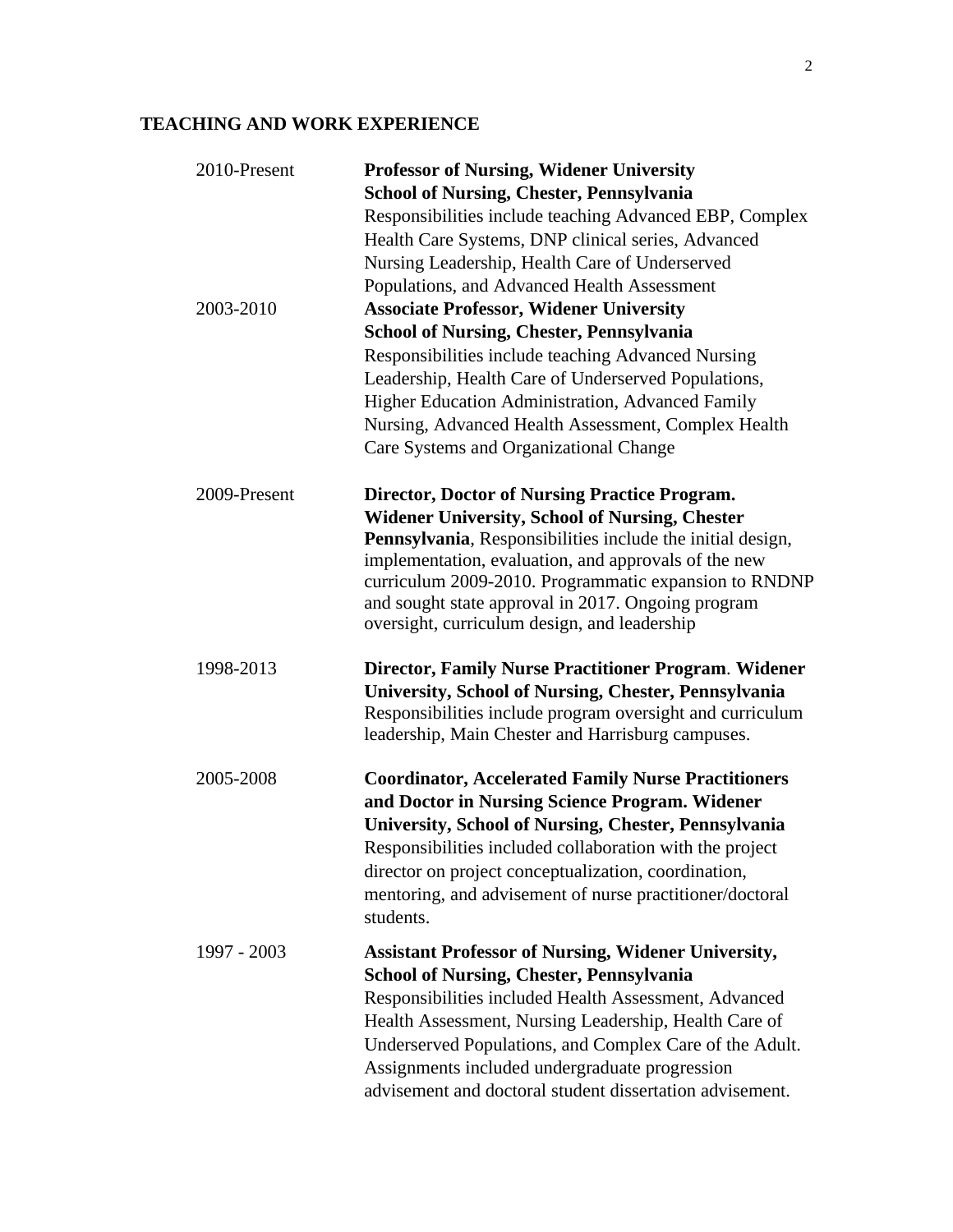## TEACHING AND WORK EXPERIENCE

| | |
|---|---|
| 2010-Present | **Professor of Nursing, Widener University School of Nursing, Chester, Pennsylvania** Responsibilities include teaching Advanced EBP, Complex Health Care Systems, DNP clinical series, Advanced Nursing Leadership, Health Care of Underserved Populations, and Advanced Health Assessment |
| 2003-2010 | **Associate Professor, Widener University School of Nursing, Chester, Pennsylvania** Responsibilities include teaching Advanced Nursing Leadership, Health Care of Underserved Populations, Higher Education Administration, Advanced Family Nursing, Advanced Health Assessment, Complex Health Care Systems and Organizational Change |
| 2009-Present | **Director, Doctor of Nursing Practice Program. Widener University, School of Nursing, Chester Pennsylvania**, Responsibilities include the initial design, implementation, evaluation, and approvals of the new curriculum 2009-2010. Programmatic expansion to RNDNP and sought state approval in 2017. Ongoing program oversight, curriculum design, and leadership |
| 1998-2013 | **Director, Family Nurse Practitioner Program**. **Widener University, School of Nursing, Chester, Pennsylvania** Responsibilities include program oversight and curriculum leadership, Main Chester and Harrisburg campuses. |
| 2005-2008 | **Coordinator, Accelerated Family Nurse Practitioners and Doctor in Nursing Science Program. Widener University, School of Nursing, Chester, Pennsylvania** Responsibilities included collaboration with the project director on project conceptualization, coordination, mentoring, and advisement of nurse practitioner/doctoral students. |
| 1997 - 2003 | **Assistant Professor of Nursing, Widener University, School of Nursing, Chester, Pennsylvania** Responsibilities included Health Assessment, Advanced Health Assessment, Nursing Leadership, Health Care of Underserved Populations, and Complex Care of the Adult. Assignments included undergraduate progression advisement and doctoral student dissertation advisement. |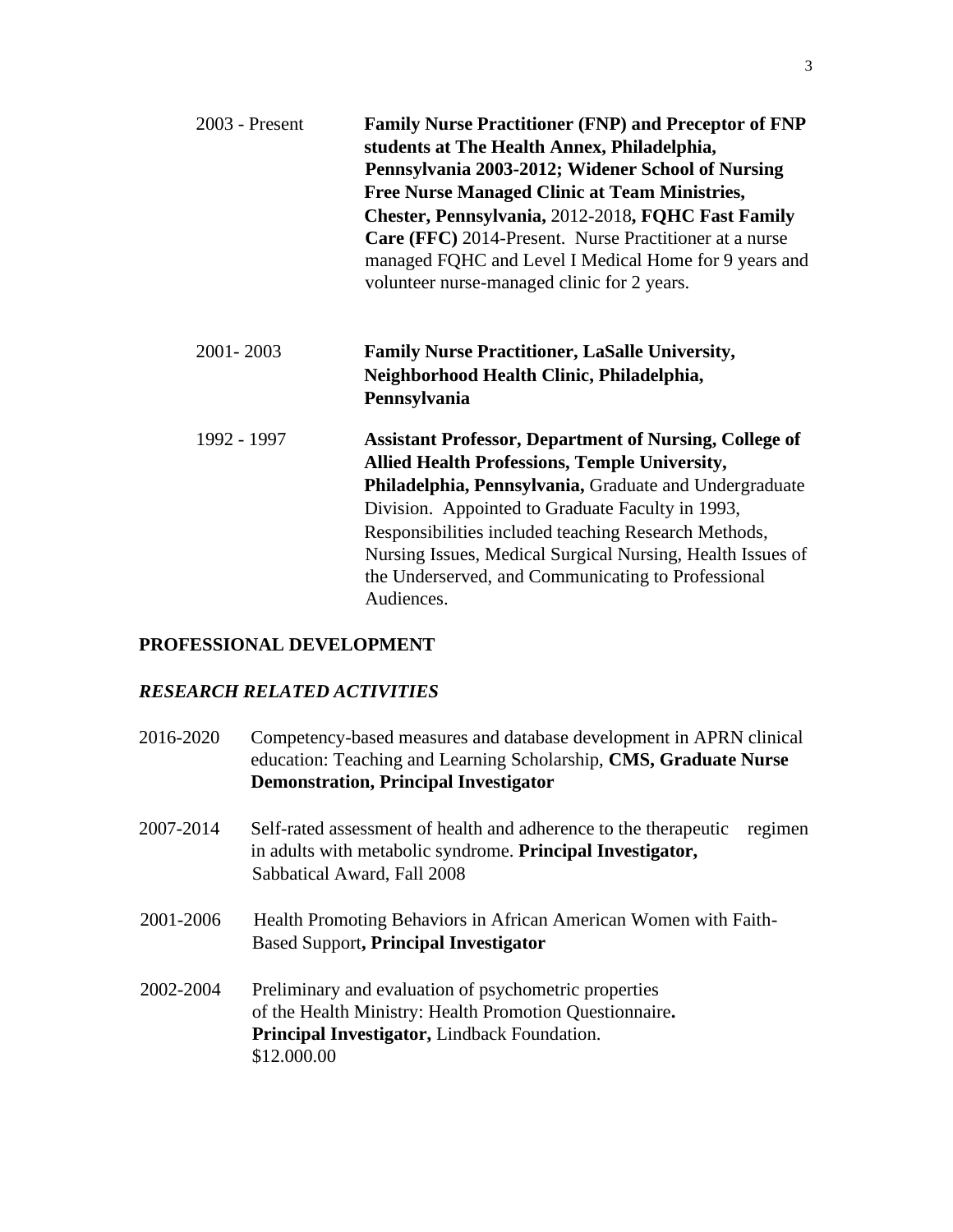2003 - Present **Family Nurse Practitioner (FNP) and Preceptor of FNP students at The Health Annex, Philadelphia, Pennsylvania 2003-2012; Widener School of Nursing Free Nurse Managed Clinic at Team Ministries, Chester, Pennsylvania,** 2012-2018**, FQHC Fast Family Care (FFC)** 2014-Present. Nurse Practitioner at a nurse managed FQHC and Level I Medical Home for 9 years and volunteer nurse-managed clinic for 2 years.

2001- 2003 **Family Nurse Practitioner, LaSalle University, Neighborhood Health Clinic, Philadelphia, Pennsylvania**

1992 - 1997 **Assistant Professor, Department of Nursing, College of Allied Health Professions, Temple University, Philadelphia, Pennsylvania,** Graduate and Undergraduate Division. Appointed to Graduate Faculty in 1993, Responsibilities included teaching Research Methods, Nursing Issues, Medical Surgical Nursing, Health Issues of the Underserved, and Communicating to Professional Audiences.

## PROFESSIONAL DEVELOPMENT

### *RESEARCH RELATED ACTIVITIES*

2016-2020 Competency-based measures and database development in APRN clinical education: Teaching and Learning Scholarship, **CMS, Graduate Nurse Demonstration, Principal Investigator**

2007-2014 Self-rated assessment of health and adherence to the therapeutic regimen in adults with metabolic syndrome. **Principal Investigator,** Sabbatical Award, Fall 2008

2001-2006 Health Promoting Behaviors in African American Women with Faith-Based Support**, Principal Investigator**

2002-2004 Preliminary and evaluation of psychometric properties of the Health Ministry: Health Promotion Questionnaire**. Principal Investigator,** Lindback Foundation. $12.000.00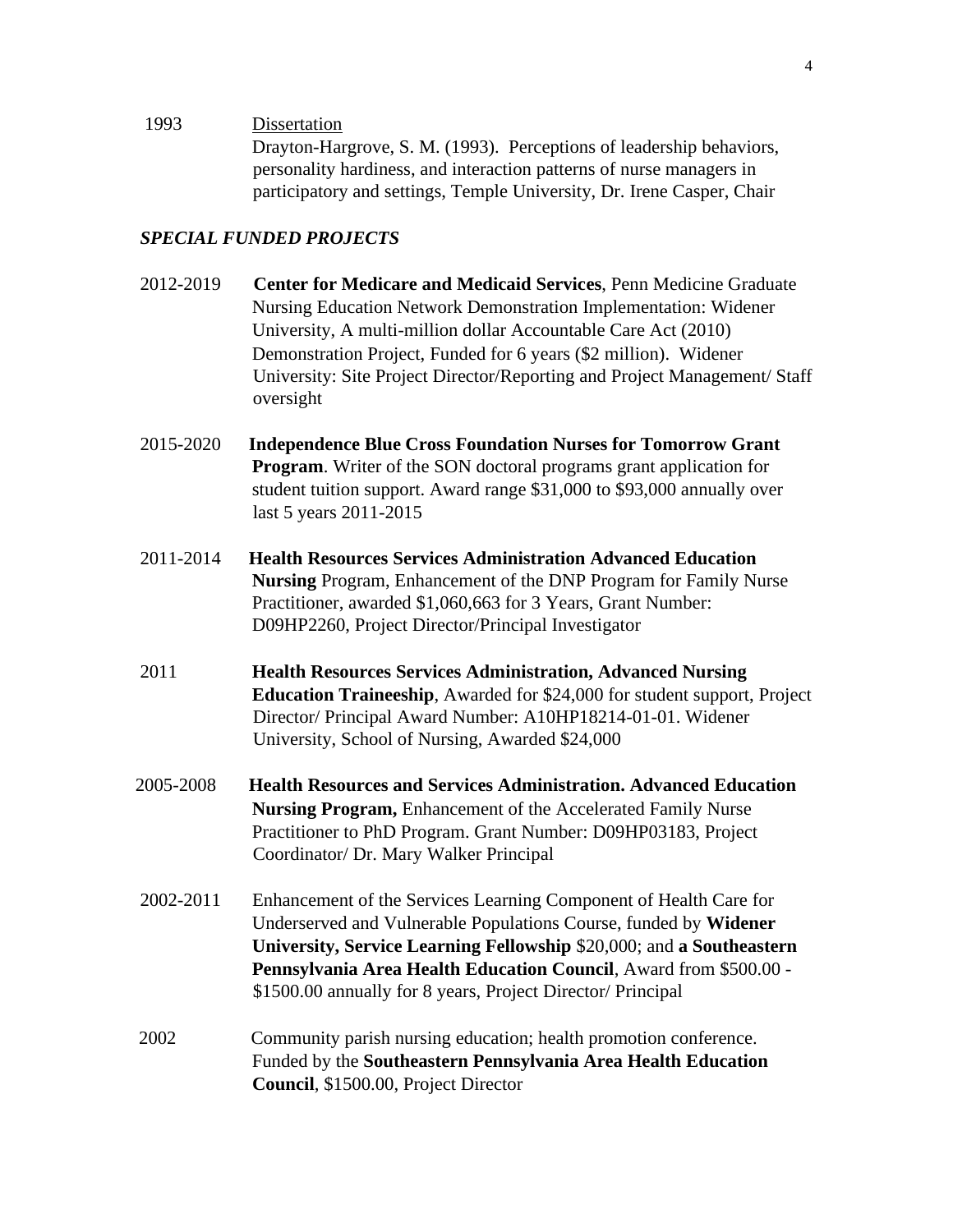1993 Dissertation

Drayton-Hargrove, S. M. (1993). Perceptions of leadership behaviors, personality hardiness, and interaction patterns of nurse managers in participatory and settings, Temple University, Dr. Irene Casper, Chair

***SPECIAL FUNDED PROJECTS***

2012-2019 **Center for Medicare and Medicaid Services**, Penn Medicine Graduate Nursing Education Network Demonstration Implementation: Widener University, A multi-million dollar Accountable Care Act (2010) Demonstration Project, Funded for 6 years ($2 million). Widener University: Site Project Director/Reporting and Project Management/ Staff oversight

2015-2020 **Independence Blue Cross Foundation Nurses for Tomorrow Grant Program**. Writer of the SON doctoral programs grant application for student tuition support. Award range $31,000 to $93,000 annually over last 5 years 2011-2015

2011-2014 **Health Resources Services Administration Advanced Education Nursing** Program, Enhancement of the DNP Program for Family Nurse Practitioner, awarded $1,060,663 for 3 Years, Grant Number: D09HP2260, Project Director/Principal Investigator

2011 **Health Resources Services Administration, Advanced Nursing Education Traineeship**, Awarded for $24,000 for student support, Project Director/ Principal Award Number: A10HP18214-01-01. Widener University, School of Nursing, Awarded $24,000

2005-2008 **Health Resources and Services Administration. Advanced Education Nursing Program,** Enhancement of the Accelerated Family Nurse Practitioner to PhD Program. Grant Number: D09HP03183, Project Coordinator/ Dr. Mary Walker Principal

2002-2011 Enhancement of the Services Learning Component of Health Care for Underserved and Vulnerable Populations Course, funded by **Widener University, Service Learning Fellowship** $20,000; and **a Southeastern Pennsylvania Area Health Education Council**, Award from $500.00 - $1500.00 annually for 8 years, Project Director/ Principal

2002 Community parish nursing education; health promotion conference. Funded by the **Southeastern Pennsylvania Area Health Education Council**, $1500.00, Project Director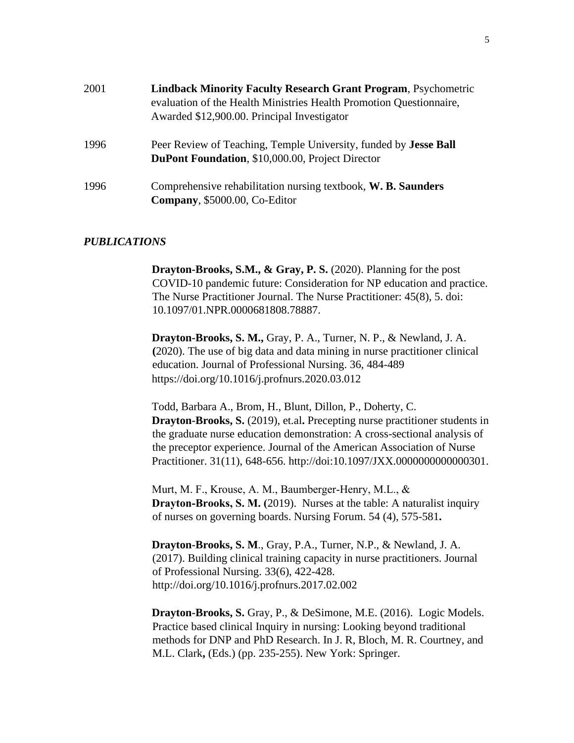2001 **Lindback Minority Faculty Research Grant Program**, Psychometric evaluation of the Health Ministries Health Promotion Questionnaire, Awarded $12,900.00. Principal Investigator

1996 Peer Review of Teaching, Temple University, funded by **Jesse Ball DuPont Foundation**, $10,000.00, Project Director

1996 Comprehensive rehabilitation nursing textbook, **W. B. Saunders Company**, $5000.00, Co-Editor

## *PUBLICATIONS*

**Drayton-Brooks, S.M., & Gray, P. S.** (2020). Planning for the post COVID-10 pandemic future: Consideration for NP education and practice. The Nurse Practitioner Journal. The Nurse Practitioner: 45(8), 5. doi: 10.1097/01.NPR.0000681808.78887.

**Drayton-Brooks, S. M.,** Gray, P. A., Turner, N. P., & Newland, J. A. **(**2020). The use of big data and data mining in nurse practitioner clinical education. Journal of Professional Nursing. 36, 484-489 https://doi.org/10.1016/j.profnurs.2020.03.012

Todd, Barbara A., Brom, H., Blunt, Dillon, P., Doherty, C. **Drayton-Brooks, S.** (2019), et.al**.** Precepting nurse practitioner students in the graduate nurse education demonstration: A cross-sectional analysis of the preceptor experience. Journal of the American Association of Nurse Practitioner. 31(11), 648-656. http://doi:10.1097/JXX.0000000000000301.

Murt, M. F., Krouse, A. M., Baumberger-Henry, M.L., & **Drayton-Brooks, S. M. (**2019). Nurses at the table: A naturalist inquiry of nurses on governing boards. Nursing Forum. 54 (4), 575-581**.**

**Drayton-Brooks, S. M**., Gray, P.A., Turner, N.P., & Newland, J. A. (2017). Building clinical training capacity in nurse practitioners. Journal of Professional Nursing. 33(6), 422-428. http://doi.org/10.1016/j.profnurs.2017.02.002

**Drayton-Brooks, S.** Gray, P., & DeSimone, M.E. (2016). Logic Models. Practice based clinical Inquiry in nursing: Looking beyond traditional methods for DNP and PhD Research. In J. R, Bloch, M. R. Courtney, and M.L. Clark**,** (Eds.) (pp. 235-255). New York: Springer.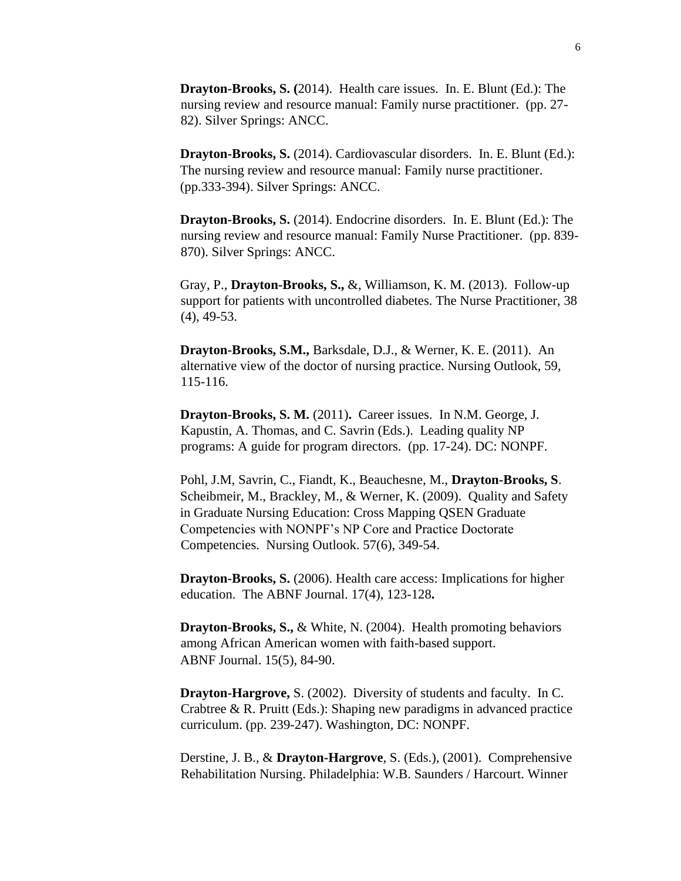**Drayton-Brooks, S. (**2014). Health care issues. In. E. Blunt (Ed.): The nursing review and resource manual: Family nurse practitioner. (pp. 27-82). Silver Springs: ANCC.

**Drayton-Brooks, S.** (2014). Cardiovascular disorders. In. E. Blunt (Ed.): The nursing review and resource manual: Family nurse practitioner. (pp.333-394). Silver Springs: ANCC.

**Drayton-Brooks, S.** (2014). Endocrine disorders. In. E. Blunt (Ed.): The nursing review and resource manual: Family Nurse Practitioner. (pp. 839-870). Silver Springs: ANCC.

Gray, P., **Drayton-Brooks, S.,** &, Williamson, K. M. (2013). Follow-up support for patients with uncontrolled diabetes. The Nurse Practitioner, 38 (4), 49-53.

**Drayton-Brooks, S.M.,** Barksdale, D.J., & Werner, K. E. (2011). An alternative view of the doctor of nursing practice. Nursing Outlook, 59, 115-116.

**Drayton-Brooks, S. M.** (2011)**.** Career issues. In N.M. George, J. Kapustin, A. Thomas, and C. Savrin (Eds.). Leading quality NP programs: A guide for program directors. (pp. 17-24). DC: NONPF.

Pohl, J.M, Savrin, C., Fiandt, K., Beauchesne, M., **Drayton-Brooks, S**. Scheibmeir, M., Brackley, M., & Werner, K. (2009). Quality and Safety in Graduate Nursing Education: Cross Mapping QSEN Graduate Competencies with NONPF's NP Core and Practice Doctorate Competencies. Nursing Outlook. 57(6), 349-54.

**Drayton-Brooks, S.** (2006). Health care access: Implications for higher education. The ABNF Journal. 17(4), 123-128**.**

**Drayton-Brooks, S.,** & White, N. (2004). Health promoting behaviors among African American women with faith-based support. ABNF Journal. 15(5), 84-90.

**Drayton-Hargrove,** S. (2002). Diversity of students and faculty. In C. Crabtree & R. Pruitt (Eds.): Shaping new paradigms in advanced practice curriculum. (pp. 239-247). Washington, DC: NONPF.

Derstine, J. B., & **Drayton-Hargrove**, S. (Eds.), (2001). Comprehensive Rehabilitation Nursing. Philadelphia: W.B. Saunders / Harcourt. Winner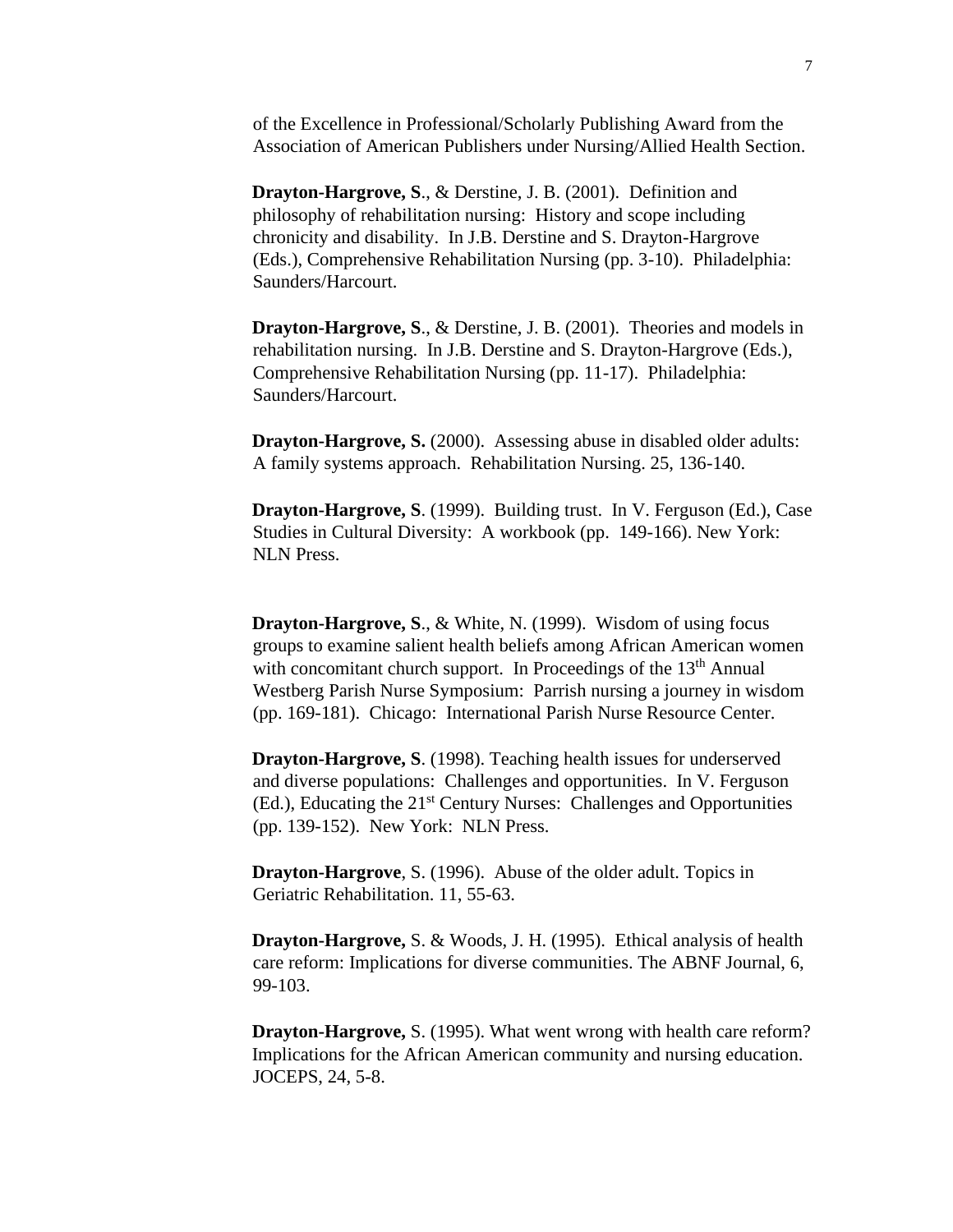of the Excellence in Professional/Scholarly Publishing Award from the Association of American Publishers under Nursing/Allied Health Section.

**Drayton-Hargrove, S**., & Derstine, J. B. (2001). Definition and philosophy of rehabilitation nursing: History and scope including chronicity and disability. In J.B. Derstine and S. Drayton-Hargrove (Eds.), Comprehensive Rehabilitation Nursing (pp. 3-10). Philadelphia: Saunders/Harcourt.

**Drayton-Hargrove, S**., & Derstine, J. B. (2001). Theories and models in rehabilitation nursing. In J.B. Derstine and S. Drayton-Hargrove (Eds.), Comprehensive Rehabilitation Nursing (pp. 11-17). Philadelphia: Saunders/Harcourt.

**Drayton-Hargrove, S.** (2000). Assessing abuse in disabled older adults: A family systems approach. Rehabilitation Nursing. 25, 136-140.

**Drayton-Hargrove, S**. (1999). Building trust. In V. Ferguson (Ed.), Case Studies in Cultural Diversity: A workbook (pp. 149-166). New York: NLN Press.

**Drayton-Hargrove, S**., & White, N. (1999). Wisdom of using focus groups to examine salient health beliefs among African American women with concomitant church support. In Proceedings of the 13th Annual Westberg Parish Nurse Symposium: Parrish nursing a journey in wisdom (pp. 169-181). Chicago: International Parish Nurse Resource Center.

**Drayton-Hargrove, S**. (1998). Teaching health issues for underserved and diverse populations: Challenges and opportunities. In V. Ferguson (Ed.), Educating the 21st Century Nurses: Challenges and Opportunities (pp. 139-152). New York: NLN Press.

**Drayton-Hargrove**, S. (1996). Abuse of the older adult. Topics in Geriatric Rehabilitation. 11, 55-63.

**Drayton-Hargrove,** S. & Woods, J. H. (1995). Ethical analysis of health care reform: Implications for diverse communities. The ABNF Journal, 6, 99-103.

**Drayton-Hargrove,** S. (1995). What went wrong with health care reform? Implications for the African American community and nursing education. JOCEPS, 24, 5-8.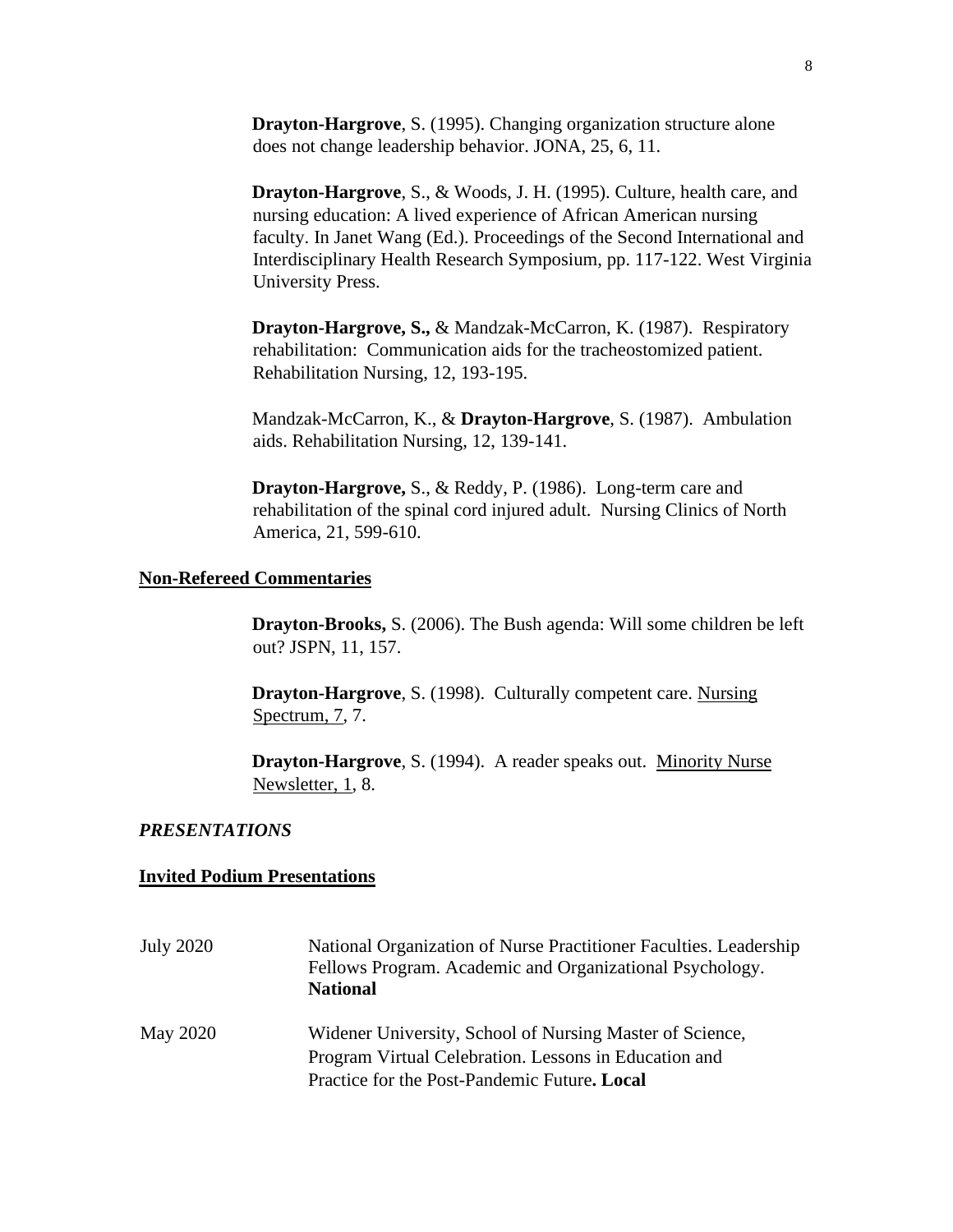**Drayton-Hargrove**, S. (1995). Changing organization structure alone does not change leadership behavior. JONA, 25, 6, 11.

**Drayton-Hargrove**, S., & Woods, J. H. (1995). Culture, health care, and nursing education: A lived experience of African American nursing faculty. In Janet Wang (Ed.). Proceedings of the Second International and Interdisciplinary Health Research Symposium, pp. 117-122. West Virginia University Press.

**Drayton-Hargrove, S.,** & Mandzak-McCarron, K. (1987). Respiratory rehabilitation: Communication aids for the tracheostomized patient. Rehabilitation Nursing, 12, 193-195.

Mandzak-McCarron, K., & **Drayton-Hargrove**, S. (1987). Ambulation aids. Rehabilitation Nursing, 12, 139-141.

**Drayton-Hargrove,** S., & Reddy, P. (1986). Long-term care and rehabilitation of the spinal cord injured adult. Nursing Clinics of North America, 21, 599-610.

## Non-Refereed Commentaries

**Drayton-Brooks,** S. (2006). The Bush agenda: Will some children be left out? JSPN, 11, 157.

**Drayton-Hargrove**, S. (1998). Culturally competent care. Nursing Spectrum, 7, 7.

**Drayton-Hargrove**, S. (1994). A reader speaks out. Minority Nurse Newsletter, 1, 8.

## *PRESENTATIONS*

## Invited Podium Presentations

| | |
|---|---|
| July 2020 | National Organization of Nurse Practitioner Faculties. Leadership Fellows Program. Academic and Organizational Psychology. **National** |
| May 2020 | Widener University, School of Nursing Master of Science, Program Virtual Celebration. Lessons in Education and Practice for the Post-Pandemic Future**. Local** |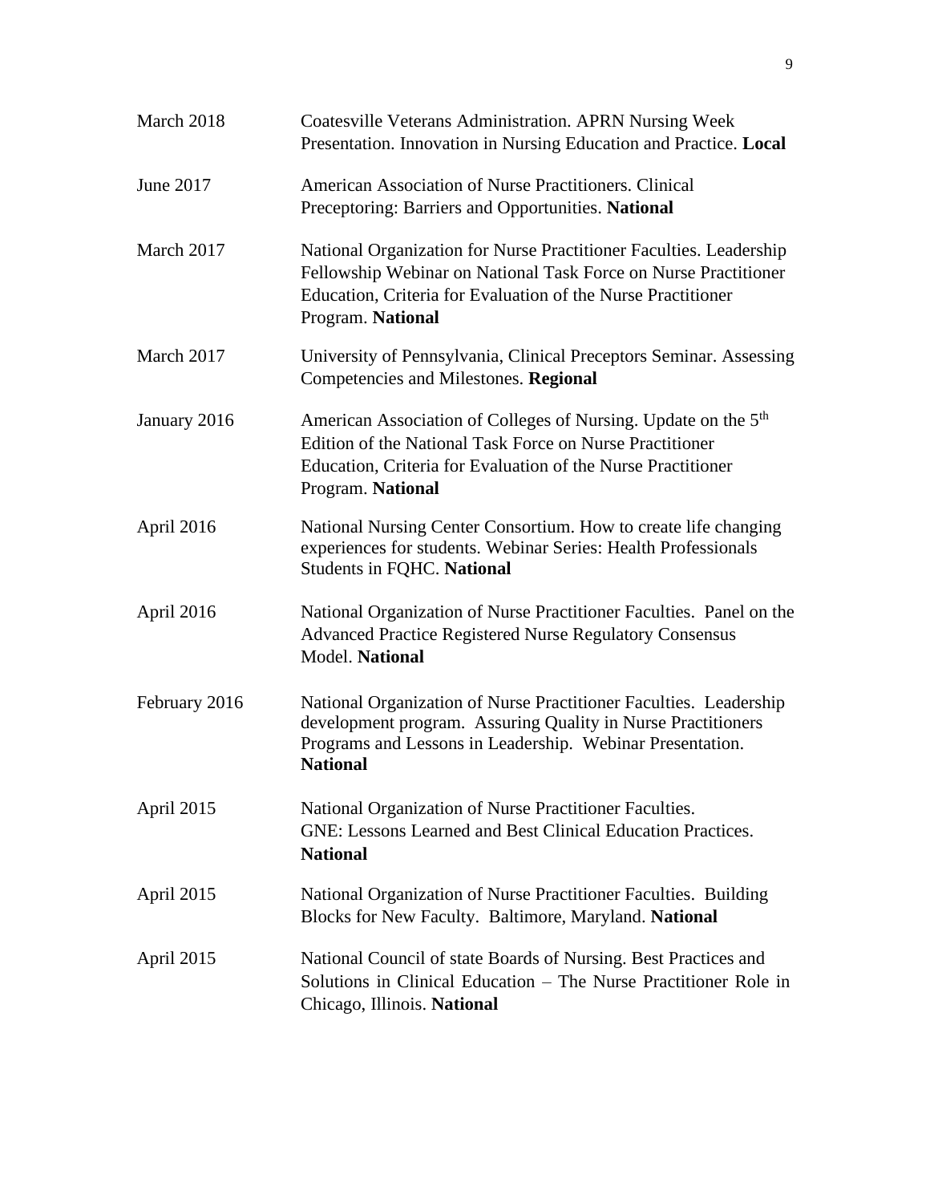| | |
|---|---|
| March 2018 | Coatesville Veterans Administration. APRN Nursing Week Presentation. Innovation in Nursing Education and Practice. **Local** |
| June 2017 | American Association of Nurse Practitioners. Clinical Preceptoring: Barriers and Opportunities. **National** |
| March 2017 | National Organization for Nurse Practitioner Faculties. Leadership Fellowship Webinar on National Task Force on Nurse Practitioner Education, Criteria for Evaluation of the Nurse Practitioner Program. **National** |
| March 2017 | University of Pennsylvania, Clinical Preceptors Seminar. Assessing Competencies and Milestones. **Regional** |
| January 2016 | American Association of Colleges of Nursing. Update on the 5th Edition of the National Task Force on Nurse Practitioner Education, Criteria for Evaluation of the Nurse Practitioner Program. **National** |
| April 2016 | National Nursing Center Consortium. How to create life changing experiences for students. Webinar Series: Health Professionals Students in FQHC. **National** |
| April 2016 | National Organization of Nurse Practitioner Faculties. Panel on the Advanced Practice Registered Nurse Regulatory Consensus Model. **National** |
| February 2016 | National Organization of Nurse Practitioner Faculties. Leadership development program. Assuring Quality in Nurse Practitioners Programs and Lessons in Leadership. Webinar Presentation. **National** |
| April 2015 | National Organization of Nurse Practitioner Faculties. GNE: Lessons Learned and Best Clinical Education Practices. **National** |
| April 2015 | National Organization of Nurse Practitioner Faculties. Building Blocks for New Faculty. Baltimore, Maryland. **National** |
| April 2015 | National Council of state Boards of Nursing. Best Practices and Solutions in Clinical Education – The Nurse Practitioner Role in Chicago, Illinois. **National** |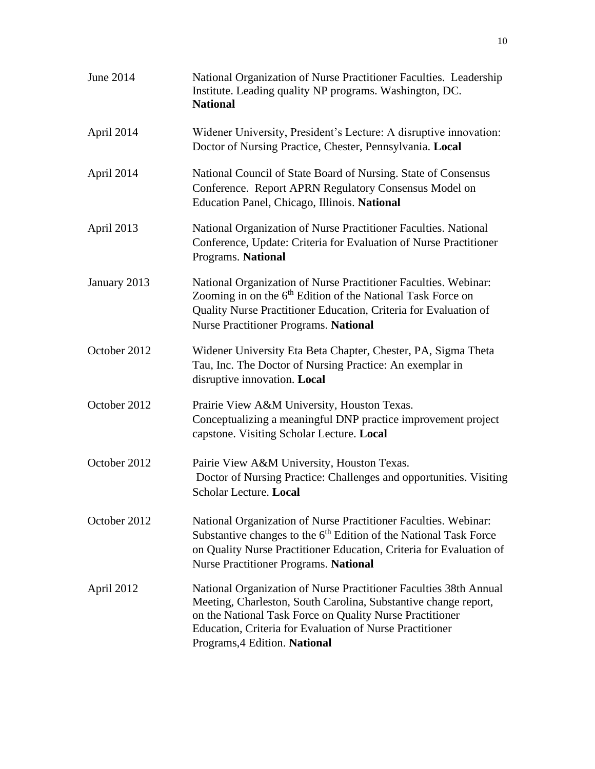| | |
|---|---|
| June 2014 | National Organization of Nurse Practitioner Faculties. Leadership Institute. Leading quality NP programs. Washington, DC. **National** |
| April 2014 | Widener University, President's Lecture: A disruptive innovation: Doctor of Nursing Practice, Chester, Pennsylvania. **Local** |
| April 2014 | National Council of State Board of Nursing. State of Consensus Conference. Report APRN Regulatory Consensus Model on Education Panel, Chicago, Illinois. **National** |
| April 2013 | National Organization of Nurse Practitioner Faculties. National Conference, Update: Criteria for Evaluation of Nurse Practitioner Programs. **National** |
| January 2013 | National Organization of Nurse Practitioner Faculties. Webinar: Zooming in on the 6th Edition of the National Task Force on Quality Nurse Practitioner Education, Criteria for Evaluation of Nurse Practitioner Programs. **National** |
| October 2012 | Widener University Eta Beta Chapter, Chester, PA, Sigma Theta Tau, Inc. The Doctor of Nursing Practice: An exemplar in disruptive innovation. **Local** |
| October 2012 | Prairie View A&M University, Houston Texas. Conceptualizing a meaningful DNP practice improvement project capstone. Visiting Scholar Lecture. **Local** |
| October 2012 | Pairie View A&M University, Houston Texas. Doctor of Nursing Practice: Challenges and opportunities. Visiting Scholar Lecture. **Local** |
| October 2012 | National Organization of Nurse Practitioner Faculties. Webinar: Substantive changes to the 6th Edition of the National Task Force on Quality Nurse Practitioner Education, Criteria for Evaluation of Nurse Practitioner Programs. **National** |
| April 2012 | National Organization of Nurse Practitioner Faculties 38th Annual Meeting, Charleston, South Carolina, Substantive change report, on the National Task Force on Quality Nurse Practitioner Education, Criteria for Evaluation of Nurse Practitioner Programs,4 Edition. **National** |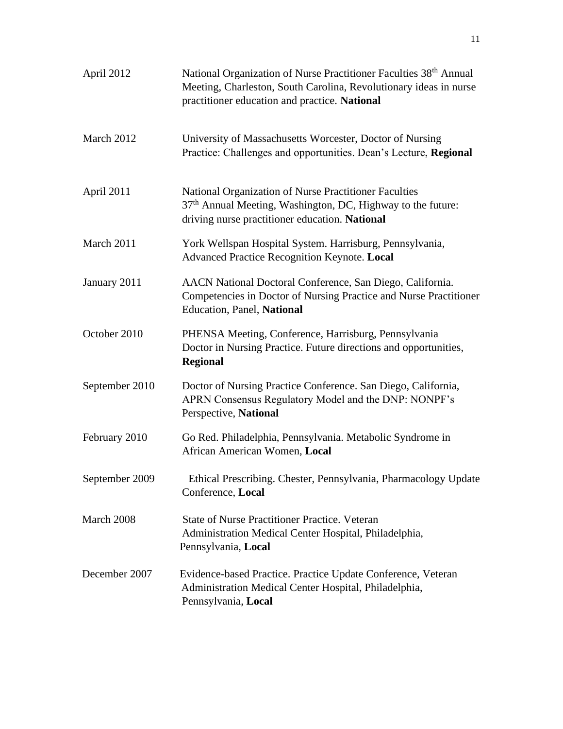| | |
|---|---|
| April 2012 | National Organization of Nurse Practitioner Faculties 38th Annual Meeting, Charleston, South Carolina, Revolutionary ideas in nurse practitioner education and practice. **National** |
| March 2012 | University of Massachusetts Worcester, Doctor of Nursing Practice: Challenges and opportunities. Dean's Lecture, **Regional** |
| April 2011 | National Organization of Nurse Practitioner Faculties 37th Annual Meeting, Washington, DC, Highway to the future: driving nurse practitioner education. **National** |
| March 2011 | York Wellspan Hospital System. Harrisburg, Pennsylvania, Advanced Practice Recognition Keynote. **Local** |
| January 2011 | AACN National Doctoral Conference, San Diego, California. Competencies in Doctor of Nursing Practice and Nurse Practitioner Education, Panel, **National** |
| October 2010 | PHENSA Meeting, Conference, Harrisburg, Pennsylvania Doctor in Nursing Practice. Future directions and opportunities, **Regional** |
| September 2010 | Doctor of Nursing Practice Conference. San Diego, California, APRN Consensus Regulatory Model and the DNP: NONPF's Perspective, **National** |
| February 2010 | Go Red. Philadelphia, Pennsylvania. Metabolic Syndrome in African American Women, **Local** |
| September 2009 | Ethical Prescribing. Chester, Pennsylvania, Pharmacology Update Conference, **Local** |
| March 2008 | State of Nurse Practitioner Practice. Veteran Administration Medical Center Hospital, Philadelphia, Pennsylvania, **Local** |
| December 2007 | Evidence-based Practice. Practice Update Conference, Veteran Administration Medical Center Hospital, Philadelphia, Pennsylvania, **Local** |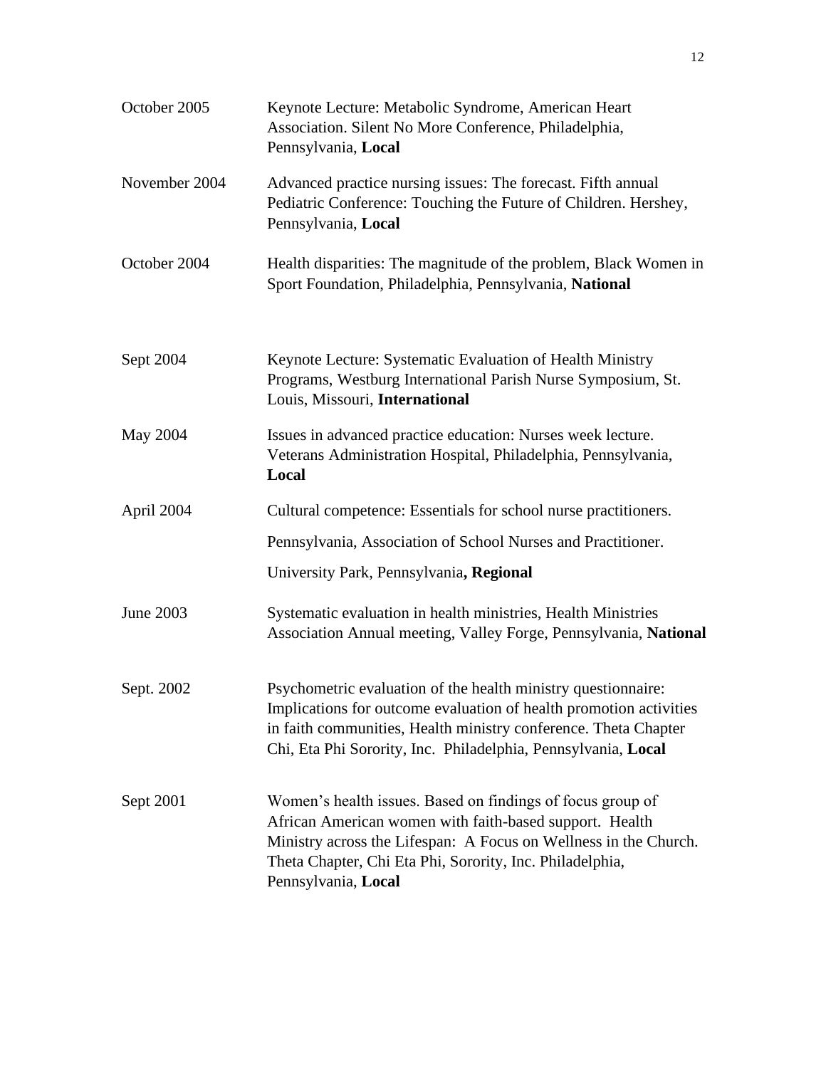| | |
|---|---|
| October 2005 | Keynote Lecture: Metabolic Syndrome, American Heart Association. Silent No More Conference, Philadelphia, Pennsylvania, **Local** |
| November 2004 | Advanced practice nursing issues: The forecast. Fifth annual Pediatric Conference: Touching the Future of Children. Hershey, Pennsylvania, **Local** |
| October 2004 | Health disparities: The magnitude of the problem, Black Women in Sport Foundation, Philadelphia, Pennsylvania, **National** |
| Sept 2004 | Keynote Lecture: Systematic Evaluation of Health Ministry Programs, Westburg International Parish Nurse Symposium, St. Louis, Missouri, **International** |
| May 2004 | Issues in advanced practice education: Nurses week lecture. Veterans Administration Hospital, Philadelphia, Pennsylvania, **Local** |
| April 2004 | Cultural competence: Essentials for school nurse practitioners. Pennsylvania, Association of School Nurses and Practitioner. University Park, Pennsylvania**, Regional** |
| June 2003 | Systematic evaluation in health ministries, Health Ministries Association Annual meeting, Valley Forge, Pennsylvania, **National** |
| Sept. 2002 | Psychometric evaluation of the health ministry questionnaire: Implications for outcome evaluation of health promotion activities in faith communities, Health ministry conference. Theta Chapter Chi, Eta Phi Sorority, Inc. Philadelphia, Pennsylvania, **Local** |
| Sept 2001 | Women's health issues. Based on findings of focus group of African American women with faith-based support. Health Ministry across the Lifespan: A Focus on Wellness in the Church. Theta Chapter, Chi Eta Phi, Sorority, Inc. Philadelphia, Pennsylvania, **Local** |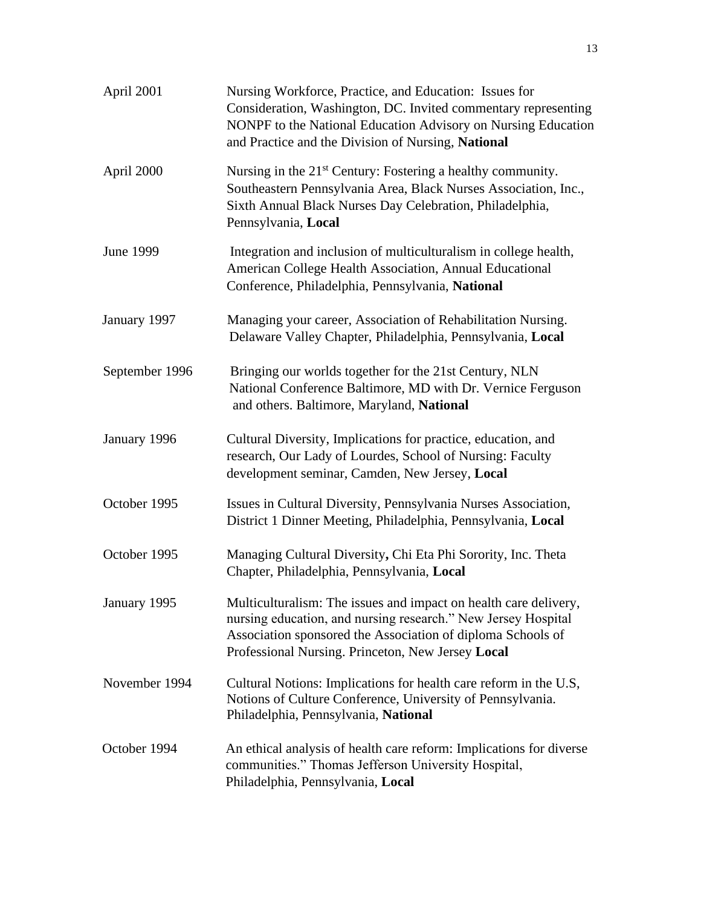| | |
|---|---|
| April 2001 | Nursing Workforce, Practice, and Education: Issues for Consideration, Washington, DC. Invited commentary representing NONPF to the National Education Advisory on Nursing Education and Practice and the Division of Nursing, **National** |
| April 2000 | Nursing in the 21st Century: Fostering a healthy community. Southeastern Pennsylvania Area, Black Nurses Association, Inc., Sixth Annual Black Nurses Day Celebration, Philadelphia, Pennsylvania, **Local** |
| June 1999 | Integration and inclusion of multiculturalism in college health, American College Health Association, Annual Educational Conference, Philadelphia, Pennsylvania, **National** |
| January 1997 | Managing your career, Association of Rehabilitation Nursing. Delaware Valley Chapter, Philadelphia, Pennsylvania, **Local** |
| September 1996 | Bringing our worlds together for the 21st Century, NLN National Conference Baltimore, MD with Dr. Vernice Ferguson and others. Baltimore, Maryland, **National** |
| January 1996 | Cultural Diversity, Implications for practice, education, and research, Our Lady of Lourdes, School of Nursing: Faculty development seminar, Camden, New Jersey, **Local** |
| October 1995 | Issues in Cultural Diversity, Pennsylvania Nurses Association, District 1 Dinner Meeting, Philadelphia, Pennsylvania, **Local** |
| October 1995 | Managing Cultural Diversity**,** Chi Eta Phi Sorority, Inc. Theta Chapter, Philadelphia, Pennsylvania, **Local** |
| January 1995 | Multiculturalism: The issues and impact on health care delivery, nursing education, and nursing research." New Jersey Hospital Association sponsored the Association of diploma Schools of Professional Nursing. Princeton, New Jersey **Local** |
| November 1994 | Cultural Notions: Implications for health care reform in the U.S, Notions of Culture Conference, University of Pennsylvania. Philadelphia, Pennsylvania, **National** |
| October 1994 | An ethical analysis of health care reform: Implications for diverse communities." Thomas Jefferson University Hospital, Philadelphia, Pennsylvania, **Local** |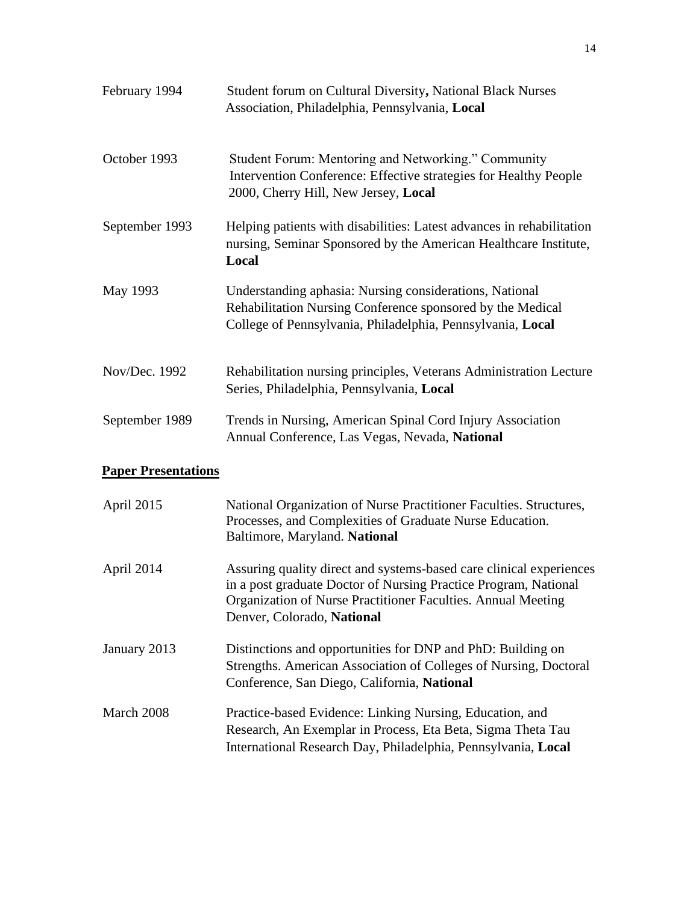February 1994 — Student forum on Cultural Diversity**,** National Black Nurses Association, Philadelphia, Pennsylvania, **Local**

October 1993 — Student Forum: Mentoring and Networking." Community Intervention Conference: Effective strategies for Healthy People 2000, Cherry Hill, New Jersey, **Local**

September 1993 — Helping patients with disabilities: Latest advances in rehabilitation nursing, Seminar Sponsored by the American Healthcare Institute, **Local**

May 1993 — Understanding aphasia: Nursing considerations, National Rehabilitation Nursing Conference sponsored by the Medical College of Pennsylvania, Philadelphia, Pennsylvania, **Local**

Nov/Dec. 1992 — Rehabilitation nursing principles, Veterans Administration Lecture Series, Philadelphia, Pennsylvania, **Local**

September 1989 — Trends in Nursing, American Spinal Cord Injury Association Annual Conference, Las Vegas, Nevada, **National**

## Paper Presentations

April 2015 — National Organization of Nurse Practitioner Faculties. Structures, Processes, and Complexities of Graduate Nurse Education. Baltimore, Maryland. **National**

April 2014 — Assuring quality direct and systems-based care clinical experiences in a post graduate Doctor of Nursing Practice Program, National Organization of Nurse Practitioner Faculties. Annual Meeting Denver, Colorado, **National**

January 2013 — Distinctions and opportunities for DNP and PhD: Building on Strengths. American Association of Colleges of Nursing, Doctoral Conference, San Diego, California, **National**

March 2008 — Practice-based Evidence: Linking Nursing, Education, and Research, An Exemplar in Process, Eta Beta, Sigma Theta Tau International Research Day, Philadelphia, Pennsylvania, **Local**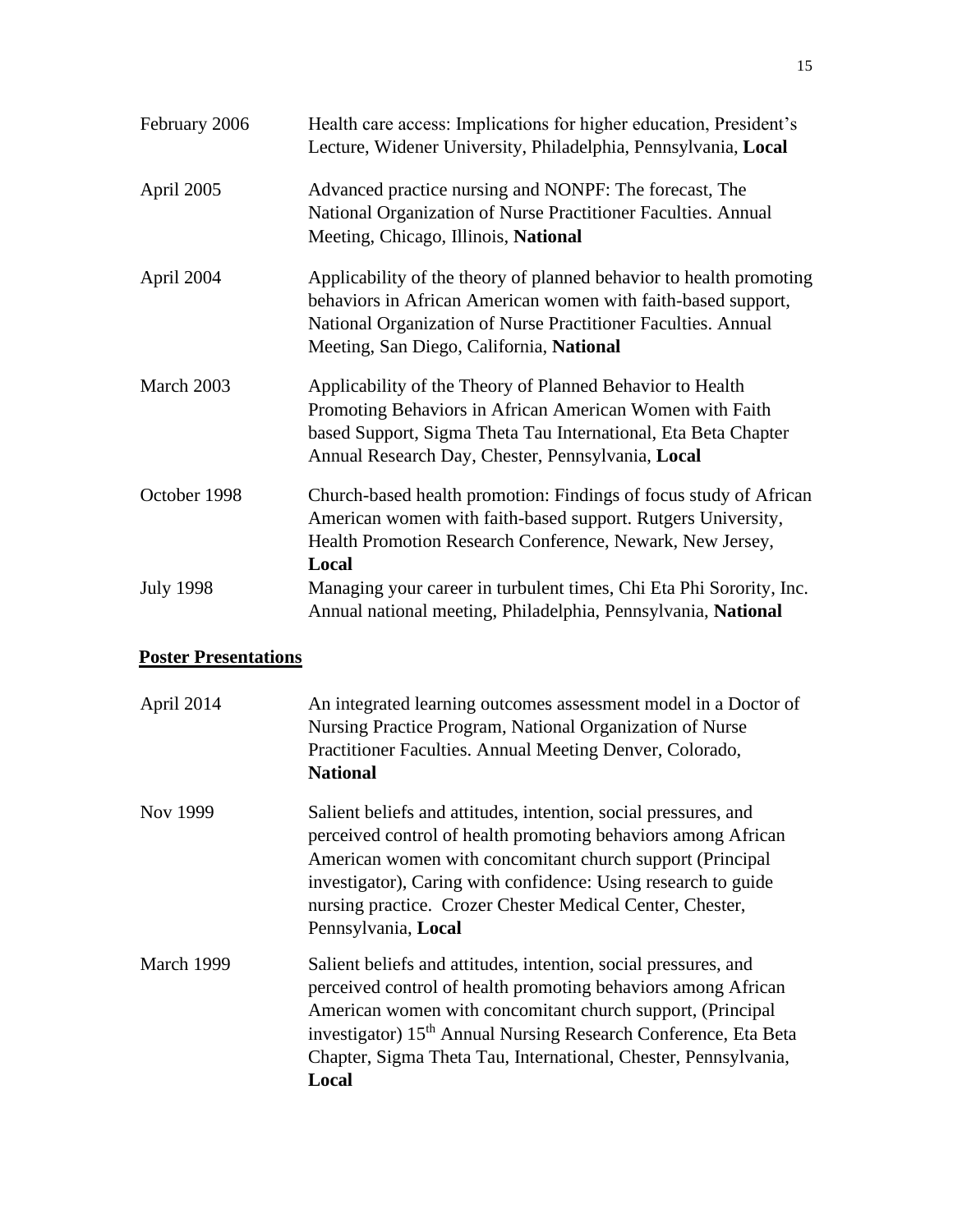February 2006 — Health care access: Implications for higher education, President's Lecture, Widener University, Philadelphia, Pennsylvania, **Local**

April 2005 — Advanced practice nursing and NONPF: The forecast, The National Organization of Nurse Practitioner Faculties. Annual Meeting, Chicago, Illinois, **National**

April 2004 — Applicability of the theory of planned behavior to health promoting behaviors in African American women with faith-based support, National Organization of Nurse Practitioner Faculties. Annual Meeting, San Diego, California, **National**

March 2003 — Applicability of the Theory of Planned Behavior to Health Promoting Behaviors in African American Women with Faith based Support, Sigma Theta Tau International, Eta Beta Chapter Annual Research Day, Chester, Pennsylvania, **Local**

October 1998 — Church-based health promotion: Findings of focus study of African American women with faith-based support. Rutgers University, Health Promotion Research Conference, Newark, New Jersey, **Local**

July 1998 — Managing your career in turbulent times, Chi Eta Phi Sorority, Inc. Annual national meeting, Philadelphia, Pennsylvania, **National**

## Poster Presentations

April 2014 — An integrated learning outcomes assessment model in a Doctor of Nursing Practice Program, National Organization of Nurse Practitioner Faculties. Annual Meeting Denver, Colorado, **National**

Nov 1999 — Salient beliefs and attitudes, intention, social pressures, and perceived control of health promoting behaviors among African American women with concomitant church support (Principal investigator), Caring with confidence: Using research to guide nursing practice. Crozer Chester Medical Center, Chester, Pennsylvania, **Local**

March 1999 — Salient beliefs and attitudes, intention, social pressures, and perceived control of health promoting behaviors among African American women with concomitant church support, (Principal investigator) 15th Annual Nursing Research Conference, Eta Beta Chapter, Sigma Theta Tau, International, Chester, Pennsylvania, **Local**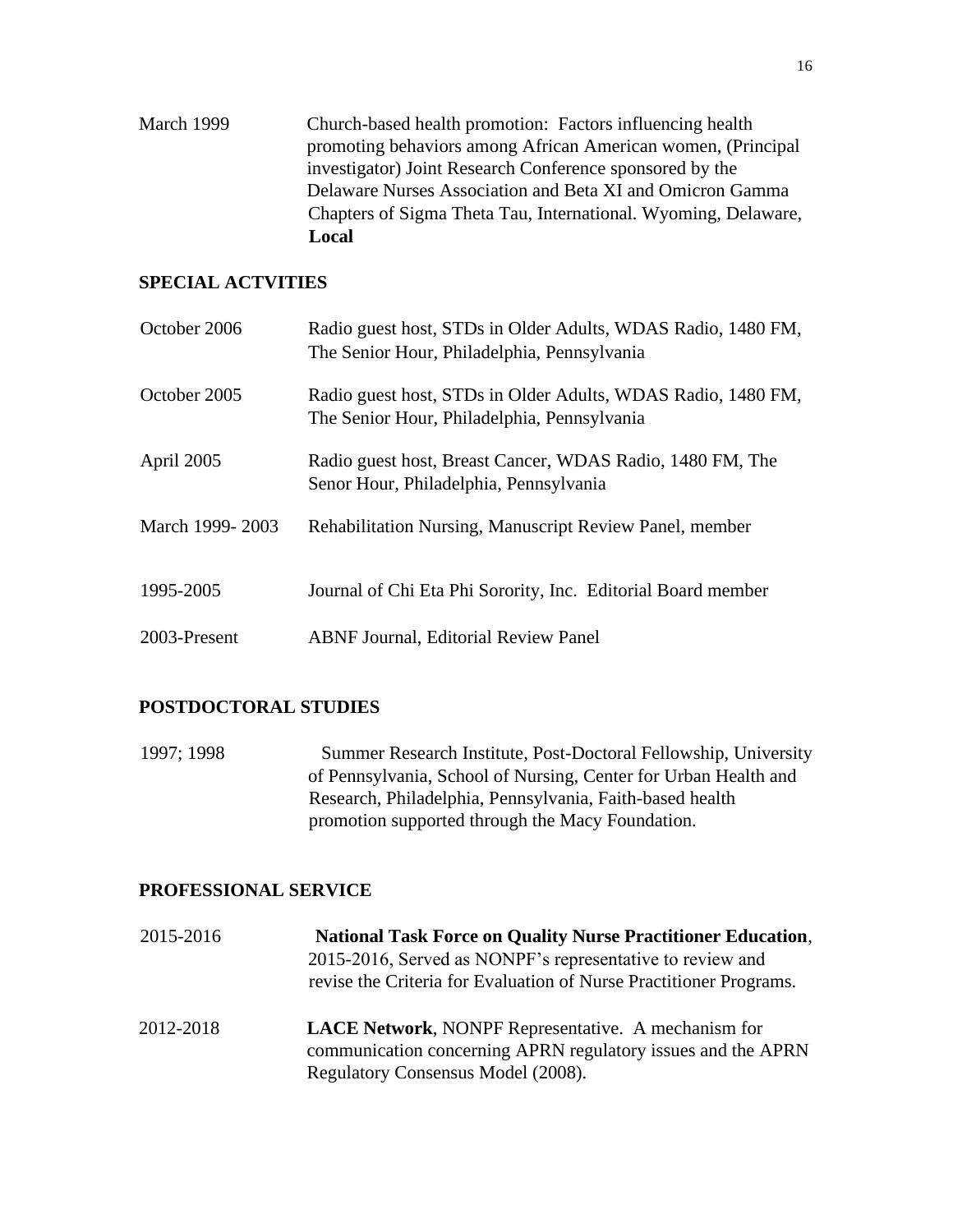March 1999 — Church-based health promotion: Factors influencing health promoting behaviors among African American women, (Principal investigator) Joint Research Conference sponsored by the Delaware Nurses Association and Beta XI and Omicron Gamma Chapters of Sigma Theta Tau, International. Wyoming, Delaware, **Local**

## SPECIAL ACTVITIES

October 2006 — Radio guest host, STDs in Older Adults, WDAS Radio, 1480 FM, The Senior Hour, Philadelphia, Pennsylvania

October 2005 — Radio guest host, STDs in Older Adults, WDAS Radio, 1480 FM, The Senior Hour, Philadelphia, Pennsylvania

April 2005 — Radio guest host, Breast Cancer, WDAS Radio, 1480 FM, The Senor Hour, Philadelphia, Pennsylvania

March 1999- 2003 — Rehabilitation Nursing, Manuscript Review Panel, member

1995-2005 — Journal of Chi Eta Phi Sorority, Inc. Editorial Board member

2003-Present — ABNF Journal, Editorial Review Panel

## POSTDOCTORAL STUDIES

1997; 1998 — Summer Research Institute, Post-Doctoral Fellowship, University of Pennsylvania, School of Nursing, Center for Urban Health and Research, Philadelphia, Pennsylvania, Faith-based health promotion supported through the Macy Foundation.

## PROFESSIONAL SERVICE

2015-2016 — **National Task Force on Quality Nurse Practitioner Education**, 2015-2016, Served as NONPF's representative to review and revise the Criteria for Evaluation of Nurse Practitioner Programs.

2012-2018 — **LACE Network**, NONPF Representative. A mechanism for communication concerning APRN regulatory issues and the APRN Regulatory Consensus Model (2008).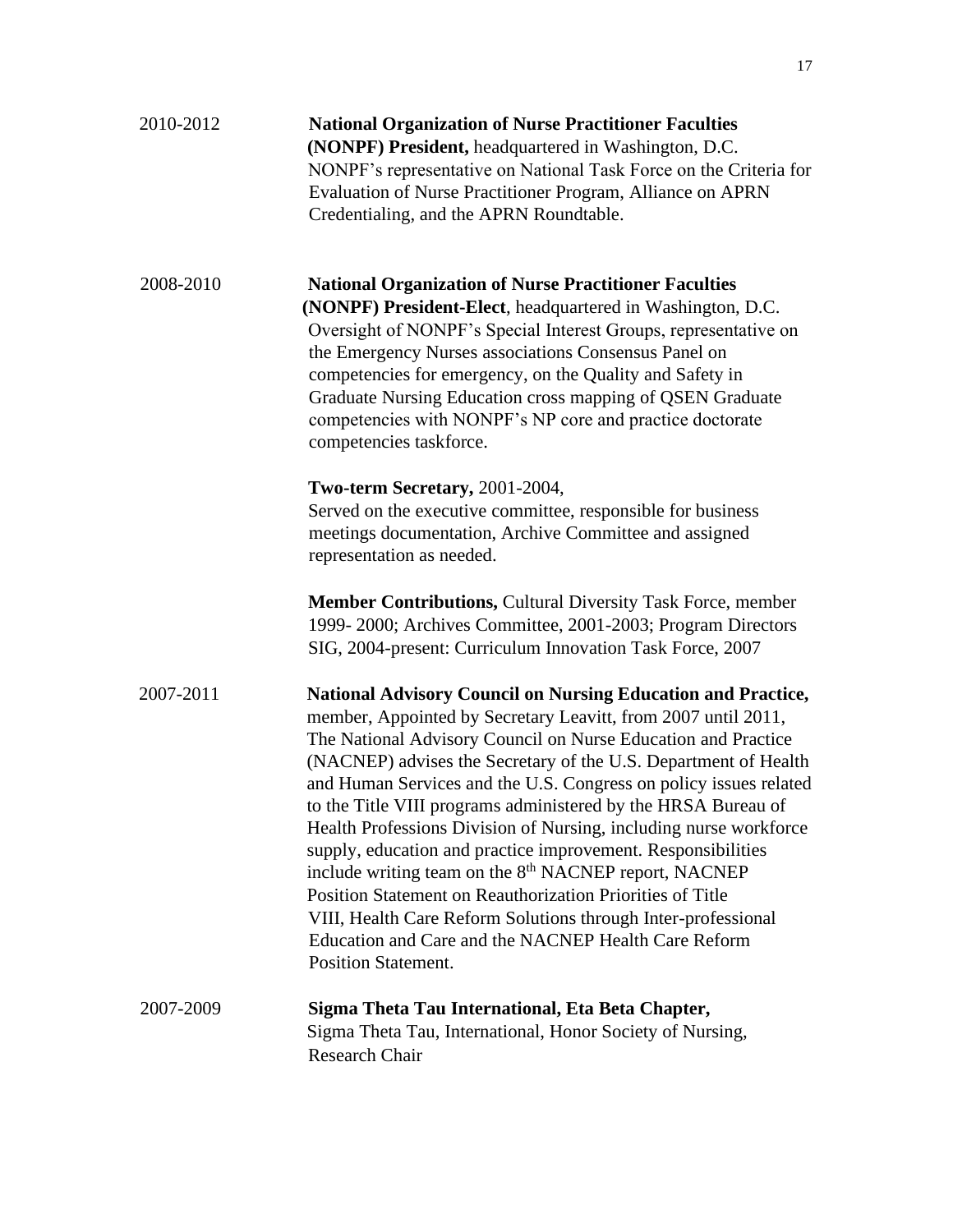2010-2012 **National Organization of Nurse Practitioner Faculties (NONPF) President,** headquartered in Washington, D.C. NONPF's representative on National Task Force on the Criteria for Evaluation of Nurse Practitioner Program, Alliance on APRN Credentialing, and the APRN Roundtable.

2008-2010 **National Organization of Nurse Practitioner Faculties (NONPF) President-Elect**, headquartered in Washington, D.C. Oversight of NONPF's Special Interest Groups, representative on the Emergency Nurses associations Consensus Panel on competencies for emergency, on the Quality and Safety in Graduate Nursing Education cross mapping of QSEN Graduate competencies with NONPF's NP core and practice doctorate competencies taskforce.

**Two-term Secretary,** 2001-2004,
Served on the executive committee, responsible for business meetings documentation, Archive Committee and assigned representation as needed.

**Member Contributions,** Cultural Diversity Task Force, member 1999- 2000; Archives Committee, 2001-2003; Program Directors SIG, 2004-present: Curriculum Innovation Task Force, 2007

2007-2011 **National Advisory Council on Nursing Education and Practice,** member, Appointed by Secretary Leavitt, from 2007 until 2011, The National Advisory Council on Nurse Education and Practice (NACNEP) advises the Secretary of the U.S. Department of Health and Human Services and the U.S. Congress on policy issues related to the Title VIII programs administered by the HRSA Bureau of Health Professions Division of Nursing, including nurse workforce supply, education and practice improvement. Responsibilities include writing team on the 8th NACNEP report, NACNEP Position Statement on Reauthorization Priorities of Title VIII, Health Care Reform Solutions through Inter-professional Education and Care and the NACNEP Health Care Reform Position Statement.

2007-2009 **Sigma Theta Tau International, Eta Beta Chapter,**
Sigma Theta Tau, International, Honor Society of Nursing, Research Chair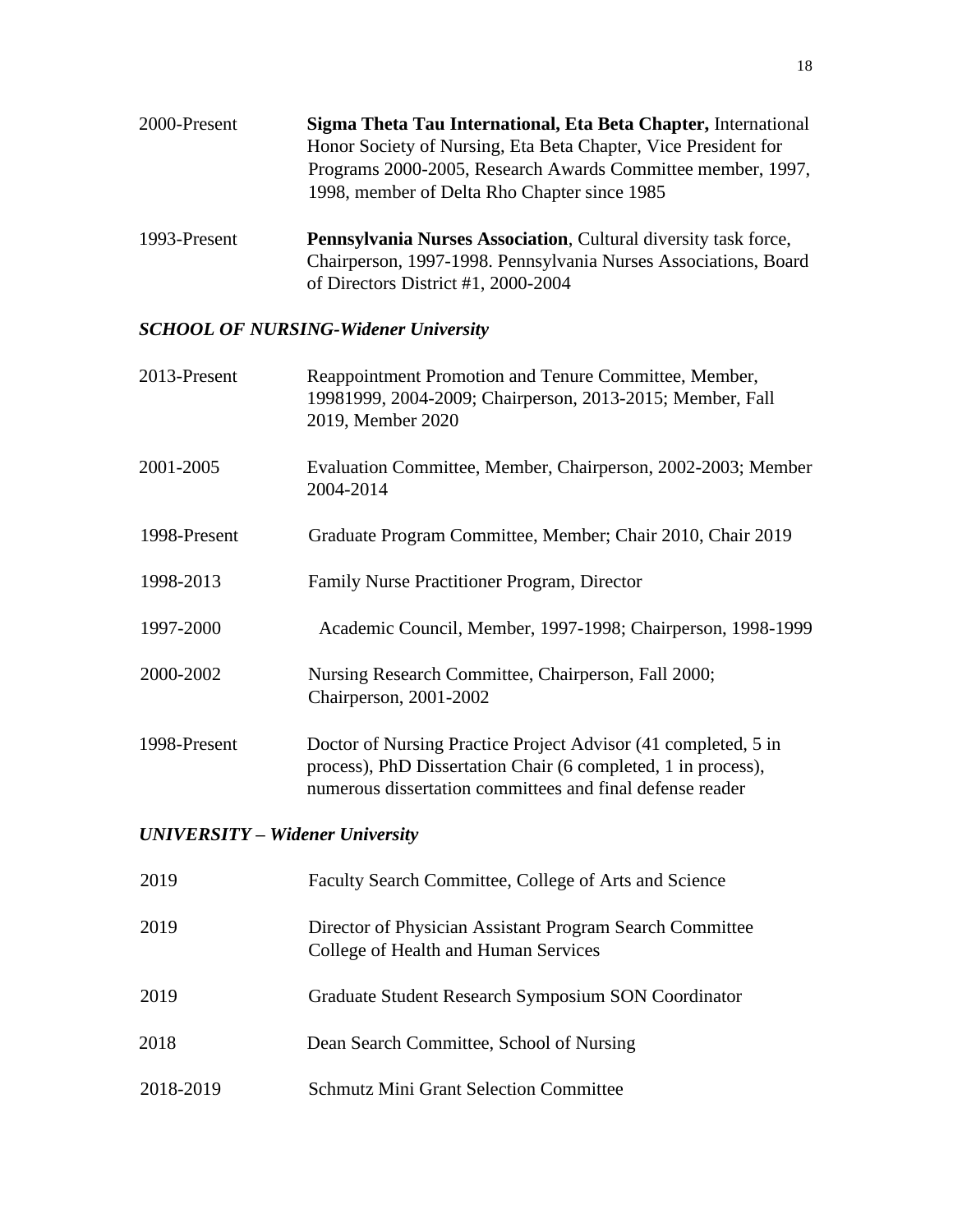2000-Present **Sigma Theta Tau International, Eta Beta Chapter,** International Honor Society of Nursing, Eta Beta Chapter, Vice President for Programs 2000-2005, Research Awards Committee member, 1997, 1998, member of Delta Rho Chapter since 1985

1993-Present **Pennsylvania Nurses Association**, Cultural diversity task force, Chairperson, 1997-1998. Pennsylvania Nurses Associations, Board of Directors District #1, 2000-2004

### *SCHOOL OF NURSING-Widener University*

2013-Present Reappointment Promotion and Tenure Committee, Member, 19981999, 2004-2009; Chairperson, 2013-2015; Member, Fall 2019, Member 2020

2001-2005 Evaluation Committee, Member, Chairperson, 2002-2003; Member 2004-2014

1998-Present Graduate Program Committee, Member; Chair 2010, Chair 2019

1998-2013 Family Nurse Practitioner Program, Director

1997-2000 Academic Council, Member, 1997-1998; Chairperson, 1998-1999

2000-2002 Nursing Research Committee, Chairperson, Fall 2000; Chairperson, 2001-2002

1998-Present Doctor of Nursing Practice Project Advisor (41 completed, 5 in process), PhD Dissertation Chair (6 completed, 1 in process), numerous dissertation committees and final defense reader

### *UNIVERSITY – Widener University*

2019 Faculty Search Committee, College of Arts and Science

2019 Director of Physician Assistant Program Search Committee College of Health and Human Services

2019 Graduate Student Research Symposium SON Coordinator

2018 Dean Search Committee, School of Nursing

2018-2019 Schmutz Mini Grant Selection Committee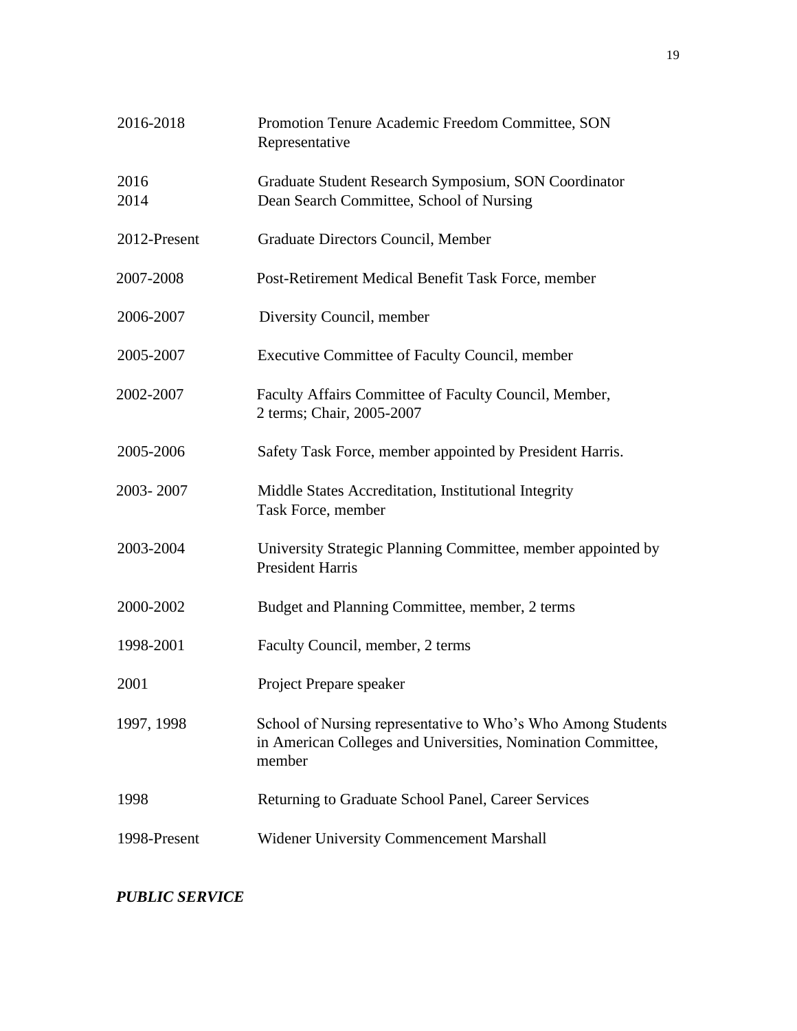| | |
|---|---|
| 2016-2018 | Promotion Tenure Academic Freedom Committee, SON Representative |
| 2016 | Graduate Student Research Symposium, SON Coordinator |
| 2014 | Dean Search Committee, School of Nursing |
| 2012-Present | Graduate Directors Council, Member |
| 2007-2008 | Post-Retirement Medical Benefit Task Force, member |
| 2006-2007 | Diversity Council, member |
| 2005-2007 | Executive Committee of Faculty Council, member |
| 2002-2007 | Faculty Affairs Committee of Faculty Council, Member, 2 terms; Chair, 2005-2007 |
| 2005-2006 | Safety Task Force, member appointed by President Harris. |
| 2003- 2007 | Middle States Accreditation, Institutional Integrity Task Force, member |
| 2003-2004 | University Strategic Planning Committee, member appointed by President Harris |
| 2000-2002 | Budget and Planning Committee, member, 2 terms |
| 1998-2001 | Faculty Council, member, 2 terms |
| 2001 | Project Prepare speaker |
| 1997, 1998 | School of Nursing representative to Who's Who Among Students in American Colleges and Universities, Nomination Committee, member |
| 1998 | Returning to Graduate School Panel, Career Services |
| 1998-Present | Widener University Commencement Marshall |

***PUBLIC SERVICE***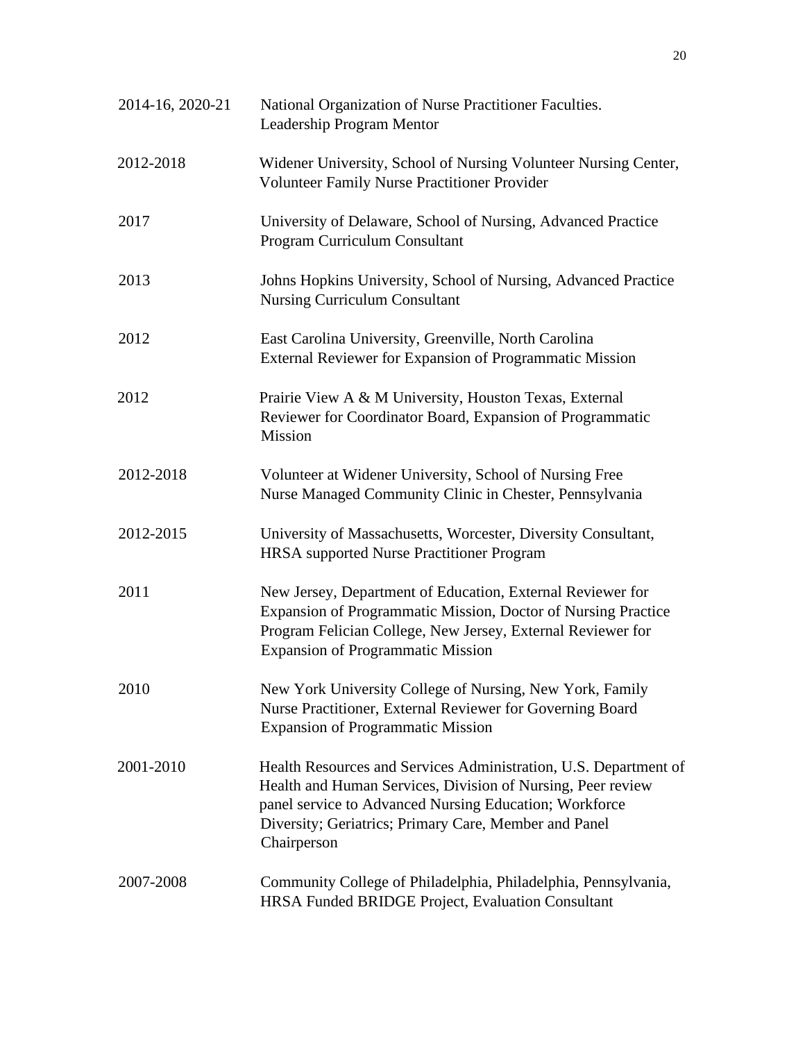| | |
|---|---|
| 2014-16, 2020-21 | National Organization of Nurse Practitioner Faculties. Leadership Program Mentor |
| 2012-2018 | Widener University, School of Nursing Volunteer Nursing Center, Volunteer Family Nurse Practitioner Provider |
| 2017 | University of Delaware, School of Nursing, Advanced Practice Program Curriculum Consultant |
| 2013 | Johns Hopkins University, School of Nursing, Advanced Practice Nursing Curriculum Consultant |
| 2012 | East Carolina University, Greenville, North Carolina External Reviewer for Expansion of Programmatic Mission |
| 2012 | Prairie View A & M University, Houston Texas, External Reviewer for Coordinator Board, Expansion of Programmatic Mission |
| 2012-2018 | Volunteer at Widener University, School of Nursing Free Nurse Managed Community Clinic in Chester, Pennsylvania |
| 2012-2015 | University of Massachusetts, Worcester, Diversity Consultant, HRSA supported Nurse Practitioner Program |
| 2011 | New Jersey, Department of Education, External Reviewer for Expansion of Programmatic Mission, Doctor of Nursing Practice Program Felician College, New Jersey, External Reviewer for Expansion of Programmatic Mission |
| 2010 | New York University College of Nursing, New York, Family Nurse Practitioner, External Reviewer for Governing Board Expansion of Programmatic Mission |
| 2001-2010 | Health Resources and Services Administration, U.S. Department of Health and Human Services, Division of Nursing, Peer review panel service to Advanced Nursing Education; Workforce Diversity; Geriatrics; Primary Care, Member and Panel Chairperson |
| 2007-2008 | Community College of Philadelphia, Philadelphia, Pennsylvania, HRSA Funded BRIDGE Project, Evaluation Consultant |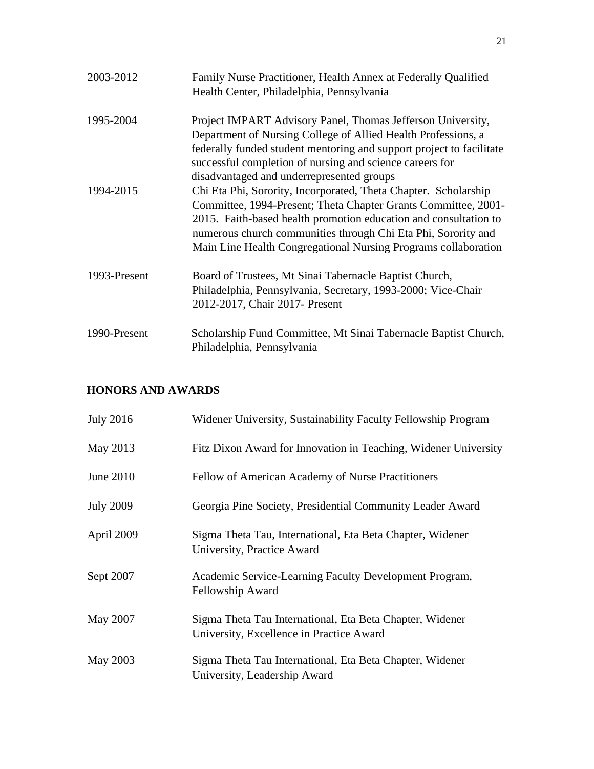| | |
|---|---|
| 2003-2012 | Family Nurse Practitioner, Health Annex at Federally Qualified Health Center, Philadelphia, Pennsylvania |
| 1995-2004 | Project IMPART Advisory Panel, Thomas Jefferson University, Department of Nursing College of Allied Health Professions, a federally funded student mentoring and support project to facilitate successful completion of nursing and science careers for disadvantaged and underrepresented groups |
| 1994-2015 | Chi Eta Phi, Sorority, Incorporated, Theta Chapter. Scholarship Committee, 1994-Present; Theta Chapter Grants Committee, 2001-2015. Faith-based health promotion education and consultation to numerous church communities through Chi Eta Phi, Sorority and Main Line Health Congregational Nursing Programs collaboration |
| 1993-Present | Board of Trustees, Mt Sinai Tabernacle Baptist Church, Philadelphia, Pennsylvania, Secretary, 1993-2000; Vice-Chair 2012-2017, Chair 2017- Present |
| 1990-Present | Scholarship Fund Committee, Mt Sinai Tabernacle Baptist Church, Philadelphia, Pennsylvania |

## HONORS AND AWARDS

| | |
|---|---|
| July 2016 | Widener University, Sustainability Faculty Fellowship Program |
| May 2013 | Fitz Dixon Award for Innovation in Teaching, Widener University |
| June 2010 | Fellow of American Academy of Nurse Practitioners |
| July 2009 | Georgia Pine Society, Presidential Community Leader Award |
| April 2009 | Sigma Theta Tau, International, Eta Beta Chapter, Widener University, Practice Award |
| Sept 2007 | Academic Service-Learning Faculty Development Program, Fellowship Award |
| May 2007 | Sigma Theta Tau International, Eta Beta Chapter, Widener University, Excellence in Practice Award |
| May 2003 | Sigma Theta Tau International, Eta Beta Chapter, Widener University, Leadership Award |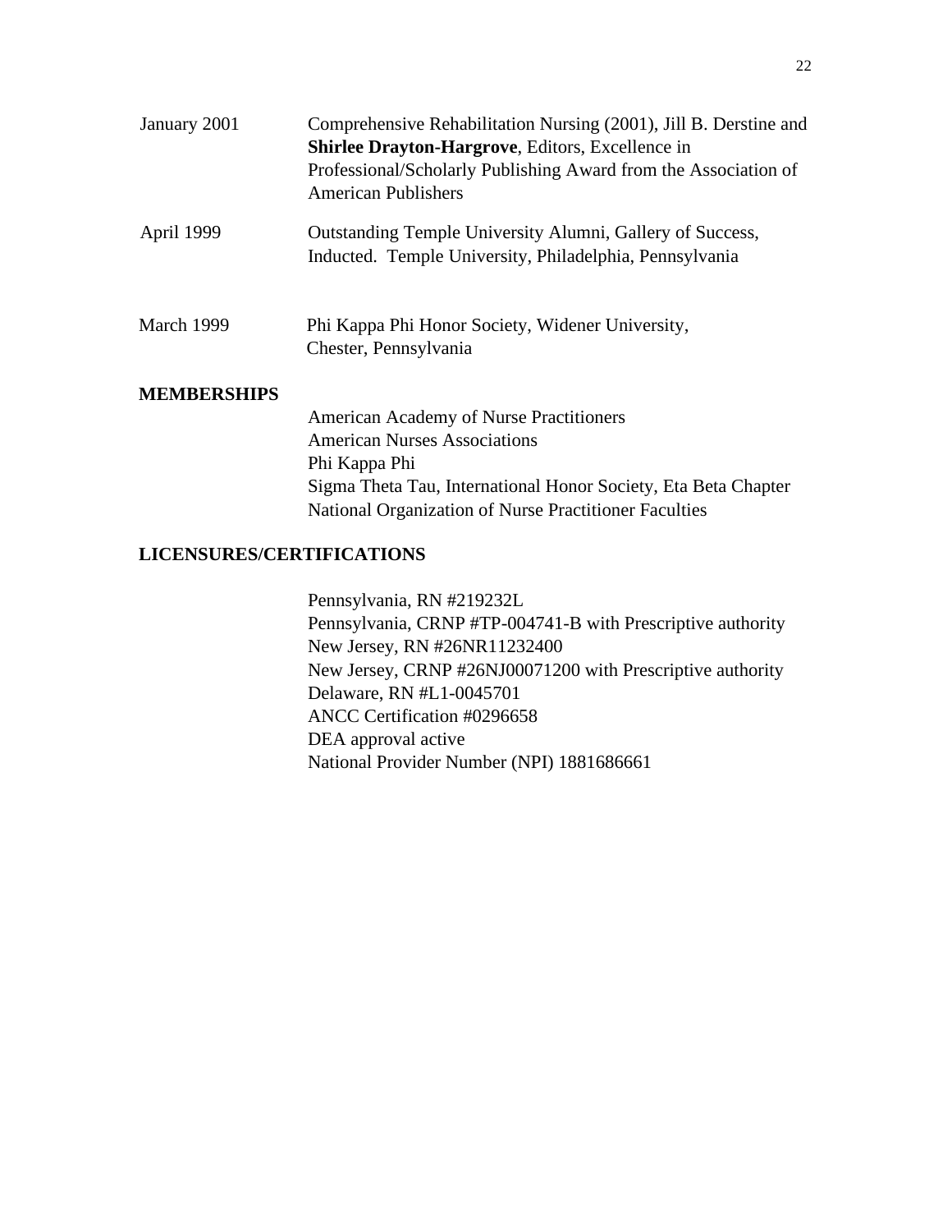| | |
|---|---|
| January 2001 | Comprehensive Rehabilitation Nursing (2001), Jill B. Derstine and **Shirlee Drayton-Hargrove**, Editors, Excellence in Professional/Scholarly Publishing Award from the Association of American Publishers |
| April 1999 | Outstanding Temple University Alumni, Gallery of Success, Inducted. Temple University, Philadelphia, Pennsylvania |
| March 1999 | Phi Kappa Phi Honor Society, Widener University, Chester, Pennsylvania |

**MEMBERSHIPS**

American Academy of Nurse Practitioners
American Nurses Associations
Phi Kappa Phi
Sigma Theta Tau, International Honor Society, Eta Beta Chapter
National Organization of Nurse Practitioner Faculties

**LICENSURES/CERTIFICATIONS**

Pennsylvania, RN #219232L
Pennsylvania, CRNP #TP-004741-B with Prescriptive authority
New Jersey, RN #26NR11232400
New Jersey, CRNP #26NJ00071200 with Prescriptive authority
Delaware, RN #L1-0045701
ANCC Certification #0296658
DEA approval active
National Provider Number (NPI) 1881686661